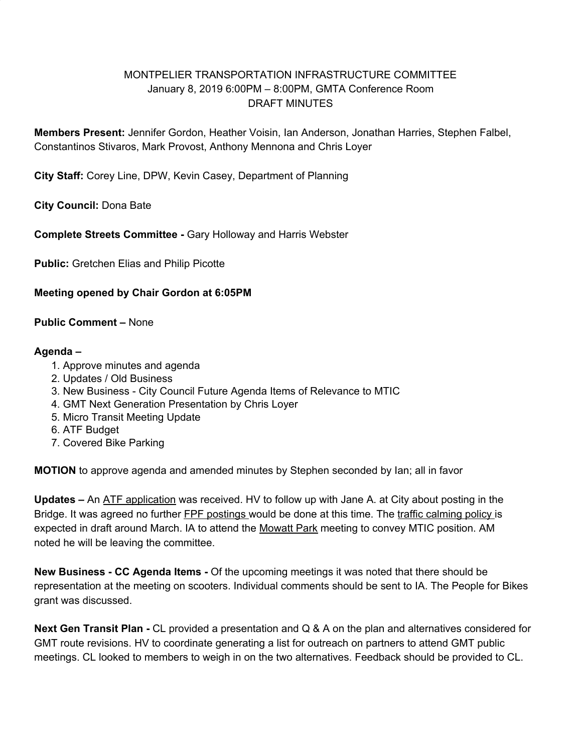MONTPELIER TRANSPORTATION INFRASTRUCTURE COMMITTEE
January 8, 2019 6:00PM – 8:00PM, GMTA Conference Room
DRAFT MINUTES

**Members Present:** Jennifer Gordon, Heather Voisin, Ian Anderson, Jonathan Harries, Stephen Falbel, Constantinos Stivaros, Mark Provost, Anthony Mennona and Chris Loyer

**City Staff:** Corey Line, DPW, Kevin Casey, Department of Planning

**City Council:** Dona Bate

**Complete Streets Committee -** Gary Holloway and Harris Webster

**Public:** Gretchen Elias and Philip Picotte

**Meeting opened by Chair Gordon at 6:05PM**

**Public Comment –** None

**Agenda –**

1. Approve minutes and agenda
2. Updates / Old Business
3. New Business - City Council Future Agenda Items of Relevance to MTIC
4. GMT Next Generation Presentation by Chris Loyer
5. Micro Transit Meeting Update
6. ATF Budget
7. Covered Bike Parking

**MOTION** to approve agenda and amended minutes by Stephen seconded by Ian; all in favor

**Updates –** An ATF application was received. HV to follow up with Jane A. at City about posting in the Bridge. It was agreed no further FPF postings would be done at this time. The traffic calming policy is expected in draft around March. IA to attend the Mowatt Park meeting to convey MTIC position. AM noted he will be leaving the committee.

**New Business - CC Agenda Items -** Of the upcoming meetings it was noted that there should be representation at the meeting on scooters. Individual comments should be sent to IA. The People for Bikes grant was discussed.

**Next Gen Transit Plan -** CL provided a presentation and Q & A on the plan and alternatives considered for GMT route revisions. HV to coordinate generating a list for outreach on partners to attend GMT public meetings. CL looked to members to weigh in on the two alternatives. Feedback should be provided to CL.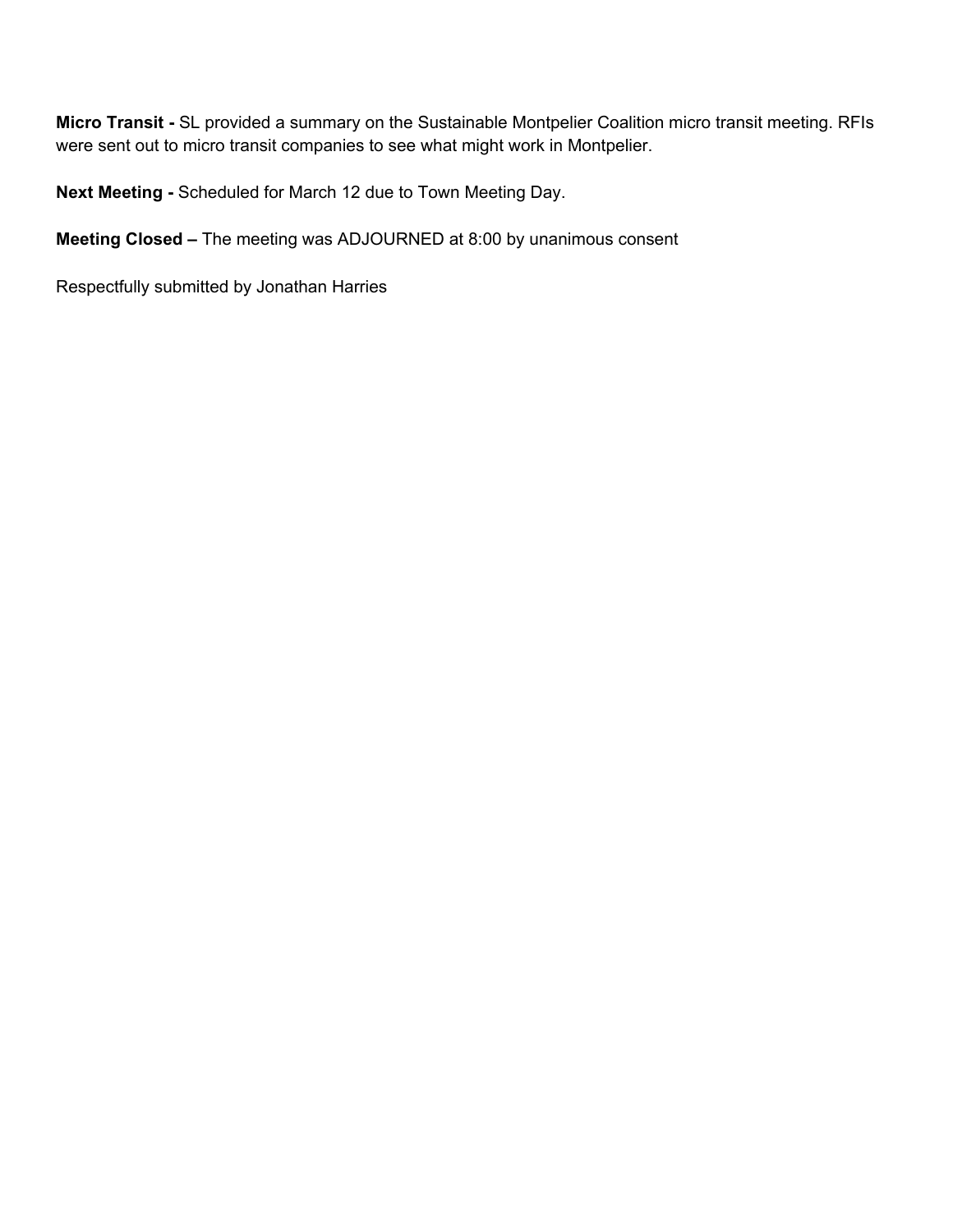**Micro Transit -** SL provided a summary on the Sustainable Montpelier Coalition micro transit meeting. RFIs were sent out to micro transit companies to see what might work in Montpelier.

**Next Meeting -** Scheduled for March 12 due to Town Meeting Day.

**Meeting Closed –** The meeting was ADJOURNED at 8:00 by unanimous consent

Respectfully submitted by Jonathan Harries